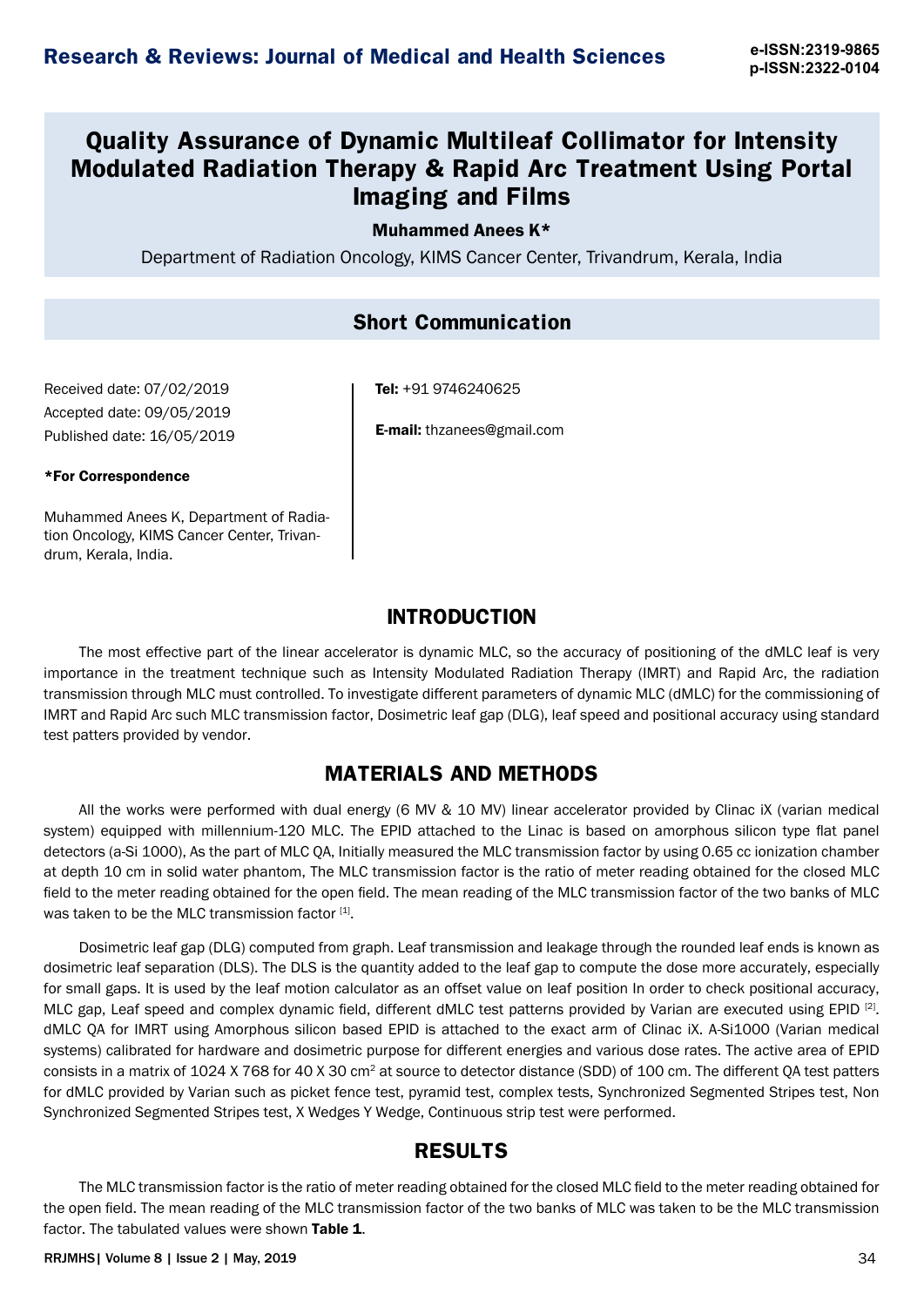# Quality Assurance of Dynamic Multileaf Collimator for Intensity Modulated Radiation Therapy & Rapid Arc Treatment Using Portal Imaging and Films

**Muhammed Anees K***

Department of Radiation Oncology, KIMS Cancer Center, Trivandrum, Kerala, India

## Short Communication

Received date: 07/02/2019
Accepted date: 09/05/2019
Published date: 16/05/2019

**\*For Correspondence**

Muhammed Anees K, Department of Radiation Oncology, KIMS Cancer Center, Trivandrum, Kerala, India.

**Tel:** +91 9746240625

**E-mail:** thzanees@gmail.com

## INTRODUCTION

The most effective part of the linear accelerator is dynamic MLC, so the accuracy of positioning of the dMLC leaf is very importance in the treatment technique such as Intensity Modulated Radiation Therapy (IMRT) and Rapid Arc, the radiation transmission through MLC must controlled. To investigate different parameters of dynamic MLC (dMLC) for the commissioning of IMRT and Rapid Arc such MLC transmission factor, Dosimetric leaf gap (DLG), leaf speed and positional accuracy using standard test patters provided by vendor.

## MATERIALS AND METHODS

All the works were performed with dual energy (6 MV & 10 MV) linear accelerator provided by Clinac iX (varian medical system) equipped with millennium-120 MLC. The EPID attached to the Linac is based on amorphous silicon type flat panel detectors (a-Si 1000), As the part of MLC QA, Initially measured the MLC transmission factor by using 0.65 cc ionization chamber at depth 10 cm in solid water phantom, The MLC transmission factor is the ratio of meter reading obtained for the closed MLC field to the meter reading obtained for the open field. The mean reading of the MLC transmission factor of the two banks of MLC was taken to be the MLC transmission factor [1].

Dosimetric leaf gap (DLG) computed from graph. Leaf transmission and leakage through the rounded leaf ends is known as dosimetric leaf separation (DLS). The DLS is the quantity added to the leaf gap to compute the dose more accurately, especially for small gaps. It is used by the leaf motion calculator as an offset value on leaf position In order to check positional accuracy, MLC gap, Leaf speed and complex dynamic field, different dMLC test patterns provided by Varian are executed using EPID [2]. dMLC QA for IMRT using Amorphous silicon based EPID is attached to the exact arm of Clinac iX. A-Si1000 (Varian medical systems) calibrated for hardware and dosimetric purpose for different energies and various dose rates. The active area of EPID consists in a matrix of 1024 X 768 for 40 X 30 cm$^2$ at source to detector distance (SDD) of 100 cm. The different QA test patters for dMLC provided by Varian such as picket fence test, pyramid test, complex tests, Synchronized Segmented Stripes test, Non Synchronized Segmented Stripes test, X Wedges Y Wedge, Continuous strip test were performed.

## RESULTS

The MLC transmission factor is the ratio of meter reading obtained for the closed MLC field to the meter reading obtained for the open field. The mean reading of the MLC transmission factor of the two banks of MLC was taken to be the MLC transmission factor. The tabulated values were shown **Table 1**.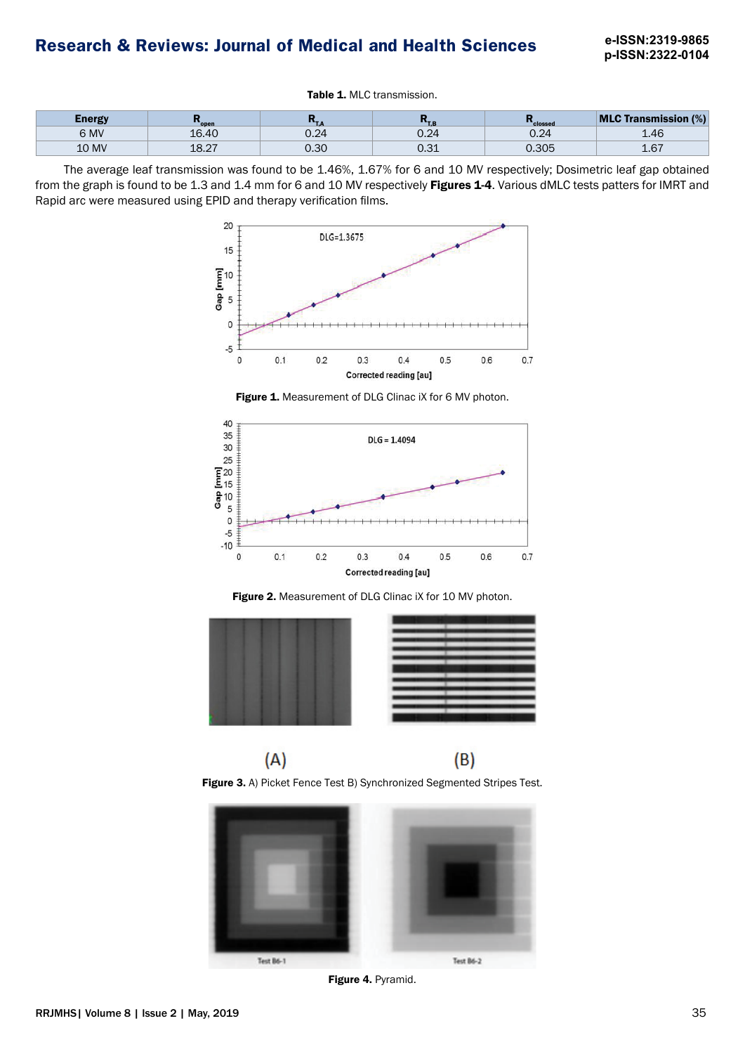**Table 1.** MLC transmission.

| Energy | $R_{open}$ | $R_{T,A}$ | $R_{T,B}$ | $R_{closed}$ | MLC Transmission (%) |
|---|---|---|---|---|---|
| 6 MV | 16.40 | 0.24 | 0.24 | 0.24 | 1.46 |
| 10 MV | 18.27 | 0.30 | 0.31 | 0.305 | 1.67 |

The average leaf transmission was found to be 1.46%, 1.67% for 6 and 10 MV respectively; Dosimetric leaf gap obtained from the graph is found to be 1.3 and 1.4 mm for 6 and 10 MV respectively **Figures 1-4**. Various dMLC tests patters for IMRT and Rapid arc were measured using EPID and therapy verification films.

**Figure 1.** Measurement of DLG Clinac iX for 6 MV photon.

**Figure 2.** Measurement of DLG Clinac iX for 10 MV photon.

**Figure 3.** A) Picket Fence Test B) Synchronized Segmented Stripes Test.

**Figure 4.** Pyramid.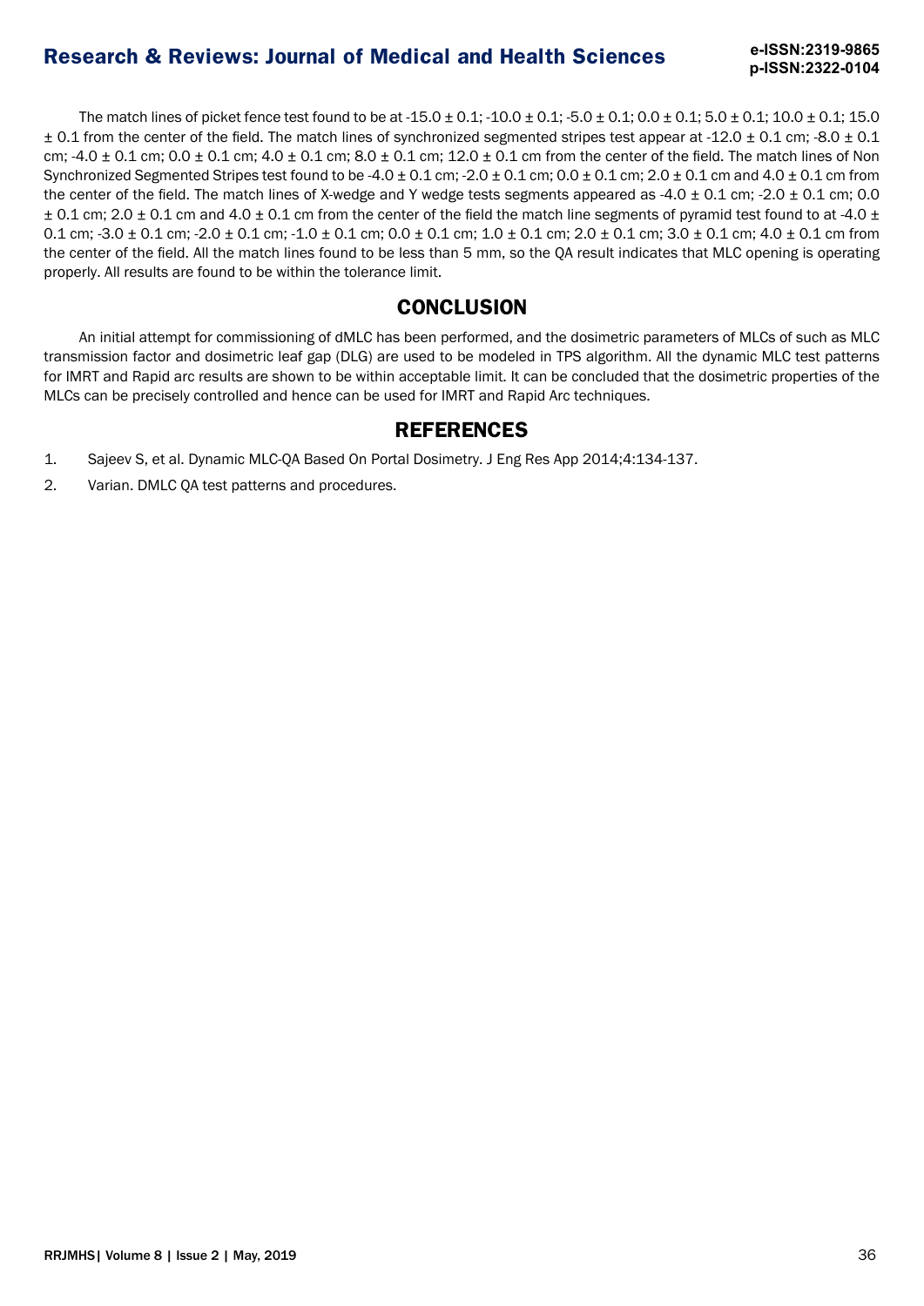The match lines of picket fence test found to be at -15.0 ± 0.1; -10.0 ± 0.1; -5.0 ± 0.1; 0.0 ± 0.1; 5.0 ± 0.1; 10.0 ± 0.1; 15.0 ± 0.1 from the center of the field. The match lines of synchronized segmented stripes test appear at -12.0 ± 0.1 cm; -8.0 ± 0.1 cm; -4.0 ± 0.1 cm; 0.0 ± 0.1 cm; 4.0 ± 0.1 cm; 8.0 ± 0.1 cm; 12.0 ± 0.1 cm from the center of the field. The match lines of Non Synchronized Segmented Stripes test found to be -4.0 ± 0.1 cm; -2.0 ± 0.1 cm; 0.0 ± 0.1 cm; 2.0 ± 0.1 cm and 4.0 ± 0.1 cm from the center of the field. The match lines of X-wedge and Y wedge tests segments appeared as -4.0 ± 0.1 cm; -2.0 ± 0.1 cm; 0.0 ± 0.1 cm; 2.0 ± 0.1 cm and 4.0 ± 0.1 cm from the center of the field the match line segments of pyramid test found to at -4.0 ± 0.1 cm; -3.0 ± 0.1 cm; -2.0 ± 0.1 cm; -1.0 ± 0.1 cm; 0.0 ± 0.1 cm; 1.0 ± 0.1 cm; 2.0 ± 0.1 cm; 3.0 ± 0.1 cm; 4.0 ± 0.1 cm from the center of the field. All the match lines found to be less than 5 mm, so the QA result indicates that MLC opening is operating properly. All results are found to be within the tolerance limit.

## CONCLUSION

An initial attempt for commissioning of dMLC has been performed, and the dosimetric parameters of MLCs of such as MLC transmission factor and dosimetric leaf gap (DLG) are used to be modeled in TPS algorithm. All the dynamic MLC test patterns for IMRT and Rapid arc results are shown to be within acceptable limit. It can be concluded that the dosimetric properties of the MLCs can be precisely controlled and hence can be used for IMRT and Rapid Arc techniques.

## REFERENCES

1. Sajeev S, et al. Dynamic MLC-QA Based On Portal Dosimetry. J Eng Res App 2014;4:134-137.
2. Varian. DMLC QA test patterns and procedures.